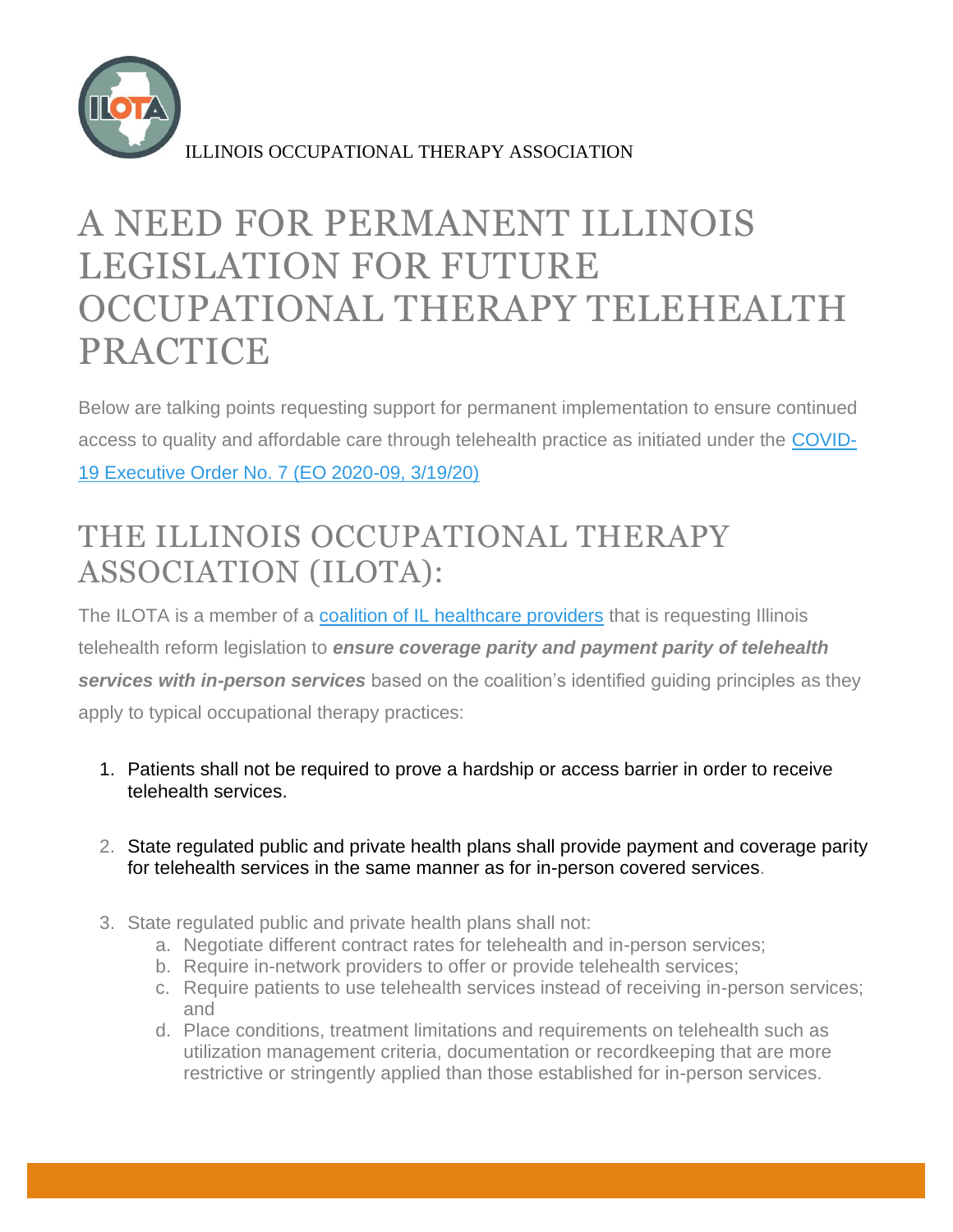ILLINOIS OCCUPATIONAL THERAPY ASSOCIATION

# A NEED FOR PERMANENT ILLINOIS LEGISLATION FOR FUTURE OCCUPATIONAL THERAPY TELEHEALTH PRACTICE

Below are talking points requesting support for permanent implementation to ensure continued access to quality and affordable care through telehealth practice as initiated under the [COVID-19 Executive Order No. 7 (EO 2020-09, 3/19/20)]

## THE ILLINOIS OCCUPATIONAL THERAPY ASSOCIATION (ILOTA):

The ILOTA is a member of a [coalition of IL healthcare providers] that is requesting Illinois telehealth reform legislation to ***ensure coverage parity and payment parity of telehealth services with in-person services*** based on the coalition's identified guiding principles as they apply to typical occupational therapy practices:

1. Patients shall not be required to prove a hardship or access barrier in order to receive telehealth services.
2. State regulated public and private health plans shall provide payment and coverage parity for telehealth services in the same manner as for in-person covered services.
3. State regulated public and private health plans shall not:
   a. Negotiate different contract rates for telehealth and in-person services;
   b. Require in-network providers to offer or provide telehealth services;
   c. Require patients to use telehealth services instead of receiving in-person services; and
   d. Place conditions, treatment limitations and requirements on telehealth such as utilization management criteria, documentation or recordkeeping that are more restrictive or stringently applied than those established for in-person services.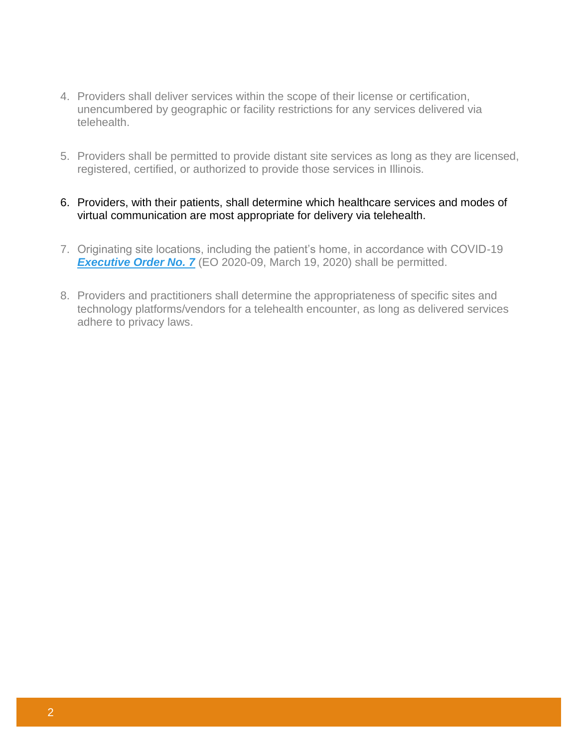4. Providers shall deliver services within the scope of their license or certification, unencumbered by geographic or facility restrictions for any services delivered via telehealth.

5. Providers shall be permitted to provide distant site services as long as they are licensed, registered, certified, or authorized to provide those services in Illinois.

6. Providers, with their patients, shall determine which healthcare services and modes of virtual communication are most appropriate for delivery via telehealth.

7. Originating site locations, including the patient's home, in accordance with COVID-19 ***Executive Order No. 7*** (EO 2020-09, March 19, 2020) shall be permitted.

8. Providers and practitioners shall determine the appropriateness of specific sites and technology platforms/vendors for a telehealth encounter, as long as delivered services adhere to privacy laws.